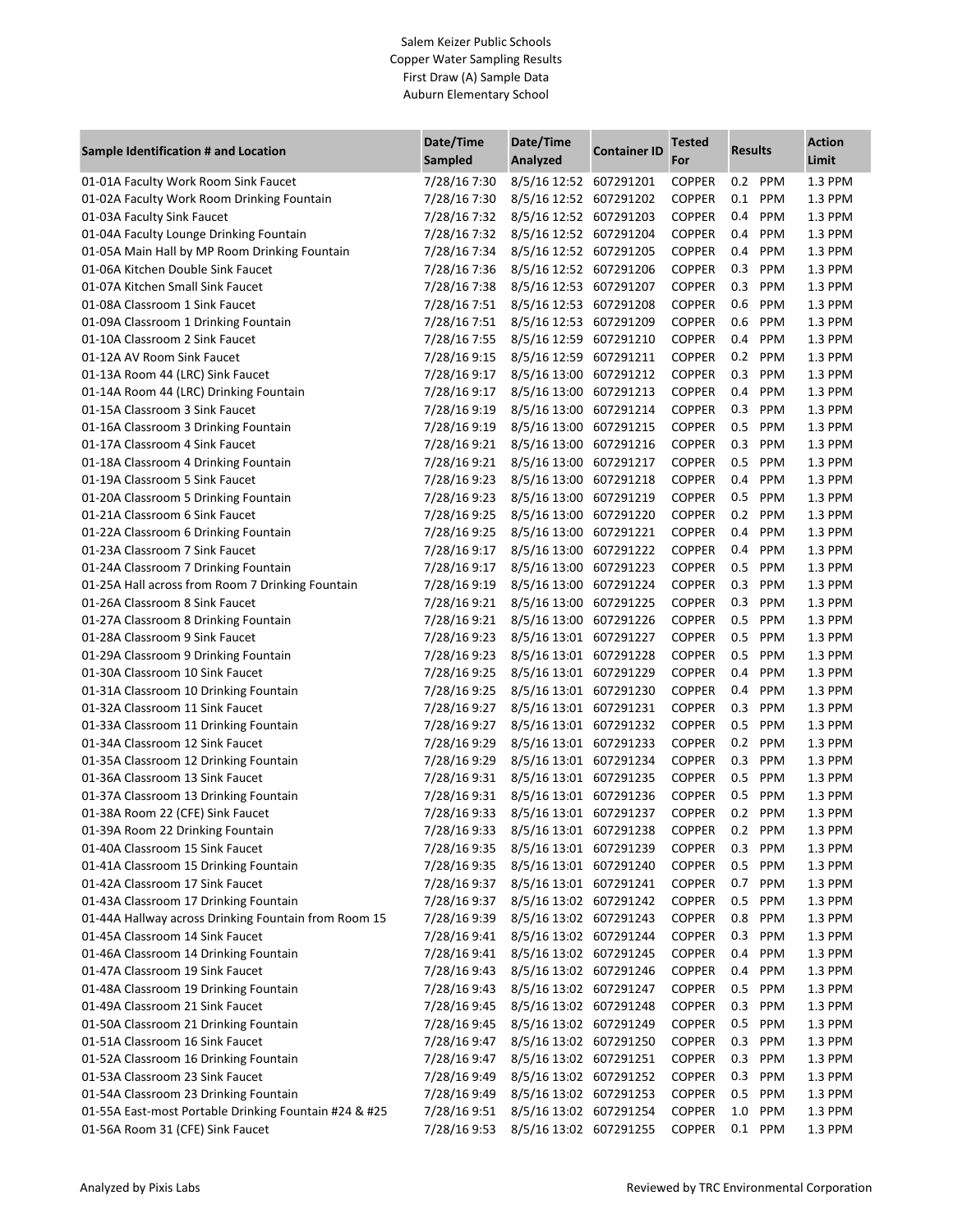# Salem Keizer Public Schools
## Copper Water Sampling Results
### First Draw (A) Sample Data
### Auburn Elementary School

| Sample Identification # and Location | Date/Time Sampled | Date/Time Analyzed | Container ID | Tested For | Results | | Action Limit |
|---|---|---|---|---|---|---|---|
| 01-01A Faculty Work Room Sink Faucet | 7/28/16 7:30 | 8/5/16 12:52 | 607291201 | COPPER | 0.2 | PPM | 1.3 PPM |
| 01-02A Faculty Work Room Drinking Fountain | 7/28/16 7:30 | 8/5/16 12:52 | 607291202 | COPPER | 0.1 | PPM | 1.3 PPM |
| 01-03A Faculty Sink Faucet | 7/28/16 7:32 | 8/5/16 12:52 | 607291203 | COPPER | 0.4 | PPM | 1.3 PPM |
| 01-04A Faculty Lounge Drinking Fountain | 7/28/16 7:32 | 8/5/16 12:52 | 607291204 | COPPER | 0.4 | PPM | 1.3 PPM |
| 01-05A Main Hall by MP Room Drinking Fountain | 7/28/16 7:34 | 8/5/16 12:52 | 607291205 | COPPER | 0.4 | PPM | 1.3 PPM |
| 01-06A Kitchen Double Sink Faucet | 7/28/16 7:36 | 8/5/16 12:52 | 607291206 | COPPER | 0.3 | PPM | 1.3 PPM |
| 01-07A Kitchen Small Sink Faucet | 7/28/16 7:38 | 8/5/16 12:53 | 607291207 | COPPER | 0.3 | PPM | 1.3 PPM |
| 01-08A Classroom 1 Sink Faucet | 7/28/16 7:51 | 8/5/16 12:53 | 607291208 | COPPER | 0.6 | PPM | 1.3 PPM |
| 01-09A Classroom 1 Drinking Fountain | 7/28/16 7:51 | 8/5/16 12:53 | 607291209 | COPPER | 0.6 | PPM | 1.3 PPM |
| 01-10A Classroom 2 Sink Faucet | 7/28/16 7:55 | 8/5/16 12:59 | 607291210 | COPPER | 0.4 | PPM | 1.3 PPM |
| 01-12A AV Room Sink Faucet | 7/28/16 9:15 | 8/5/16 12:59 | 607291211 | COPPER | 0.2 | PPM | 1.3 PPM |
| 01-13A Room 44 (LRC) Sink Faucet | 7/28/16 9:17 | 8/5/16 13:00 | 607291212 | COPPER | 0.3 | PPM | 1.3 PPM |
| 01-14A Room 44 (LRC) Drinking Fountain | 7/28/16 9:17 | 8/5/16 13:00 | 607291213 | COPPER | 0.4 | PPM | 1.3 PPM |
| 01-15A Classroom 3 Sink Faucet | 7/28/16 9:19 | 8/5/16 13:00 | 607291214 | COPPER | 0.3 | PPM | 1.3 PPM |
| 01-16A Classroom 3 Drinking Fountain | 7/28/16 9:19 | 8/5/16 13:00 | 607291215 | COPPER | 0.5 | PPM | 1.3 PPM |
| 01-17A Classroom 4 Sink Faucet | 7/28/16 9:21 | 8/5/16 13:00 | 607291216 | COPPER | 0.3 | PPM | 1.3 PPM |
| 01-18A Classroom 4 Drinking Fountain | 7/28/16 9:21 | 8/5/16 13:00 | 607291217 | COPPER | 0.5 | PPM | 1.3 PPM |
| 01-19A Classroom 5 Sink Faucet | 7/28/16 9:23 | 8/5/16 13:00 | 607291218 | COPPER | 0.4 | PPM | 1.3 PPM |
| 01-20A Classroom 5 Drinking Fountain | 7/28/16 9:23 | 8/5/16 13:00 | 607291219 | COPPER | 0.5 | PPM | 1.3 PPM |
| 01-21A Classroom 6 Sink Faucet | 7/28/16 9:25 | 8/5/16 13:00 | 607291220 | COPPER | 0.2 | PPM | 1.3 PPM |
| 01-22A Classroom 6 Drinking Fountain | 7/28/16 9:25 | 8/5/16 13:00 | 607291221 | COPPER | 0.4 | PPM | 1.3 PPM |
| 01-23A Classroom 7 Sink Faucet | 7/28/16 9:17 | 8/5/16 13:00 | 607291222 | COPPER | 0.4 | PPM | 1.3 PPM |
| 01-24A Classroom 7 Drinking Fountain | 7/28/16 9:17 | 8/5/16 13:00 | 607291223 | COPPER | 0.5 | PPM | 1.3 PPM |
| 01-25A Hall across from Room 7 Drinking Fountain | 7/28/16 9:19 | 8/5/16 13:00 | 607291224 | COPPER | 0.3 | PPM | 1.3 PPM |
| 01-26A Classroom 8 Sink Faucet | 7/28/16 9:21 | 8/5/16 13:00 | 607291225 | COPPER | 0.3 | PPM | 1.3 PPM |
| 01-27A Classroom 8 Drinking Fountain | 7/28/16 9:21 | 8/5/16 13:00 | 607291226 | COPPER | 0.5 | PPM | 1.3 PPM |
| 01-28A Classroom 9 Sink Faucet | 7/28/16 9:23 | 8/5/16 13:01 | 607291227 | COPPER | 0.5 | PPM | 1.3 PPM |
| 01-29A Classroom 9 Drinking Fountain | 7/28/16 9:23 | 8/5/16 13:01 | 607291228 | COPPER | 0.5 | PPM | 1.3 PPM |
| 01-30A Classroom 10 Sink Faucet | 7/28/16 9:25 | 8/5/16 13:01 | 607291229 | COPPER | 0.4 | PPM | 1.3 PPM |
| 01-31A Classroom 10 Drinking Fountain | 7/28/16 9:25 | 8/5/16 13:01 | 607291230 | COPPER | 0.4 | PPM | 1.3 PPM |
| 01-32A Classroom 11 Sink Faucet | 7/28/16 9:27 | 8/5/16 13:01 | 607291231 | COPPER | 0.3 | PPM | 1.3 PPM |
| 01-33A Classroom 11 Drinking Fountain | 7/28/16 9:27 | 8/5/16 13:01 | 607291232 | COPPER | 0.5 | PPM | 1.3 PPM |
| 01-34A Classroom 12 Sink Faucet | 7/28/16 9:29 | 8/5/16 13:01 | 607291233 | COPPER | 0.2 | PPM | 1.3 PPM |
| 01-35A Classroom 12 Drinking Fountain | 7/28/16 9:29 | 8/5/16 13:01 | 607291234 | COPPER | 0.3 | PPM | 1.3 PPM |
| 01-36A Classroom 13 Sink Faucet | 7/28/16 9:31 | 8/5/16 13:01 | 607291235 | COPPER | 0.5 | PPM | 1.3 PPM |
| 01-37A Classroom 13 Drinking Fountain | 7/28/16 9:31 | 8/5/16 13:01 | 607291236 | COPPER | 0.5 | PPM | 1.3 PPM |
| 01-38A Room 22 (CFE) Sink Faucet | 7/28/16 9:33 | 8/5/16 13:01 | 607291237 | COPPER | 0.2 | PPM | 1.3 PPM |
| 01-39A Room 22 Drinking Fountain | 7/28/16 9:33 | 8/5/16 13:01 | 607291238 | COPPER | 0.2 | PPM | 1.3 PPM |
| 01-40A Classroom 15 Sink Faucet | 7/28/16 9:35 | 8/5/16 13:01 | 607291239 | COPPER | 0.3 | PPM | 1.3 PPM |
| 01-41A Classroom 15 Drinking Fountain | 7/28/16 9:35 | 8/5/16 13:01 | 607291240 | COPPER | 0.5 | PPM | 1.3 PPM |
| 01-42A Classroom 17 Sink Faucet | 7/28/16 9:37 | 8/5/16 13:01 | 607291241 | COPPER | 0.7 | PPM | 1.3 PPM |
| 01-43A Classroom 17 Drinking Fountain | 7/28/16 9:37 | 8/5/16 13:02 | 607291242 | COPPER | 0.5 | PPM | 1.3 PPM |
| 01-44A Hallway across Drinking Fountain from Room 15 | 7/28/16 9:39 | 8/5/16 13:02 | 607291243 | COPPER | 0.8 | PPM | 1.3 PPM |
| 01-45A Classroom 14 Sink Faucet | 7/28/16 9:41 | 8/5/16 13:02 | 607291244 | COPPER | 0.3 | PPM | 1.3 PPM |
| 01-46A Classroom 14 Drinking Fountain | 7/28/16 9:41 | 8/5/16 13:02 | 607291245 | COPPER | 0.4 | PPM | 1.3 PPM |
| 01-47A Classroom 19 Sink Faucet | 7/28/16 9:43 | 8/5/16 13:02 | 607291246 | COPPER | 0.4 | PPM | 1.3 PPM |
| 01-48A Classroom 19 Drinking Fountain | 7/28/16 9:43 | 8/5/16 13:02 | 607291247 | COPPER | 0.5 | PPM | 1.3 PPM |
| 01-49A Classroom 21 Sink Faucet | 7/28/16 9:45 | 8/5/16 13:02 | 607291248 | COPPER | 0.3 | PPM | 1.3 PPM |
| 01-50A Classroom 21 Drinking Fountain | 7/28/16 9:45 | 8/5/16 13:02 | 607291249 | COPPER | 0.5 | PPM | 1.3 PPM |
| 01-51A Classroom 16 Sink Faucet | 7/28/16 9:47 | 8/5/16 13:02 | 607291250 | COPPER | 0.3 | PPM | 1.3 PPM |
| 01-52A Classroom 16 Drinking Fountain | 7/28/16 9:47 | 8/5/16 13:02 | 607291251 | COPPER | 0.3 | PPM | 1.3 PPM |
| 01-53A Classroom 23 Sink Faucet | 7/28/16 9:49 | 8/5/16 13:02 | 607291252 | COPPER | 0.3 | PPM | 1.3 PPM |
| 01-54A Classroom 23 Drinking Fountain | 7/28/16 9:49 | 8/5/16 13:02 | 607291253 | COPPER | 0.5 | PPM | 1.3 PPM |
| 01-55A East-most Portable Drinking Fountain #24 & #25 | 7/28/16 9:51 | 8/5/16 13:02 | 607291254 | COPPER | 1.0 | PPM | 1.3 PPM |
| 01-56A Room 31 (CFE) Sink Faucet | 7/28/16 9:53 | 8/5/16 13:02 | 607291255 | COPPER | 0.1 | PPM | 1.3 PPM |

Analyzed by Pixis Labs

Reviewed by TRC Environmental Corporation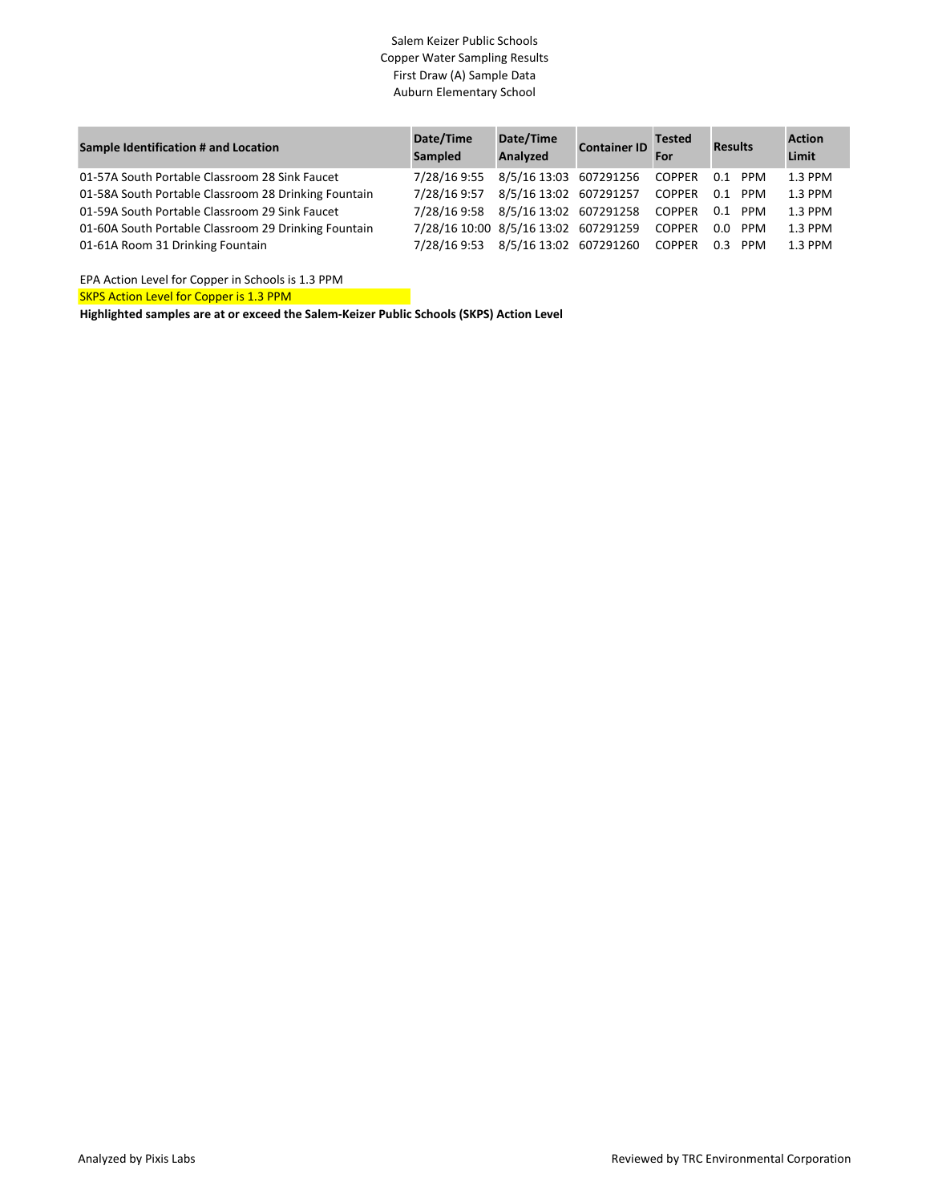Salem Keizer Public Schools
Copper Water Sampling Results
First Draw (A) Sample Data
Auburn Elementary School

| Sample Identification # and Location | Date/Time Sampled | Date/Time Analyzed | Container ID | Tested For | Results | | Action Limit |
|---|---|---|---|---|---|---|---|
| 01-57A South Portable Classroom 28 Sink Faucet | 7/28/16 9:55 | 8/5/16 13:03 | 607291256 | COPPER | 0.1 | PPM | 1.3 PPM |
| 01-58A South Portable Classroom 28 Drinking Fountain | 7/28/16 9:57 | 8/5/16 13:02 | 607291257 | COPPER | 0.1 | PPM | 1.3 PPM |
| 01-59A South Portable Classroom 29 Sink Faucet | 7/28/16 9:58 | 8/5/16 13:02 | 607291258 | COPPER | 0.1 | PPM | 1.3 PPM |
| 01-60A South Portable Classroom 29 Drinking Fountain | 7/28/16 10:00 | 8/5/16 13:02 | 607291259 | COPPER | 0.0 | PPM | 1.3 PPM |
| 01-61A Room 31 Drinking Fountain | 7/28/16 9:53 | 8/5/16 13:02 | 607291260 | COPPER | 0.3 | PPM | 1.3 PPM |

EPA Action Level for Copper in Schools is 1.3 PPM

SKPS Action Level for Copper is 1.3 PPM

**Highlighted samples are at or exceed the Salem-Keizer Public Schools (SKPS) Action Level**

Analyzed by Pixis Labs

Reviewed by TRC Environmental Corporation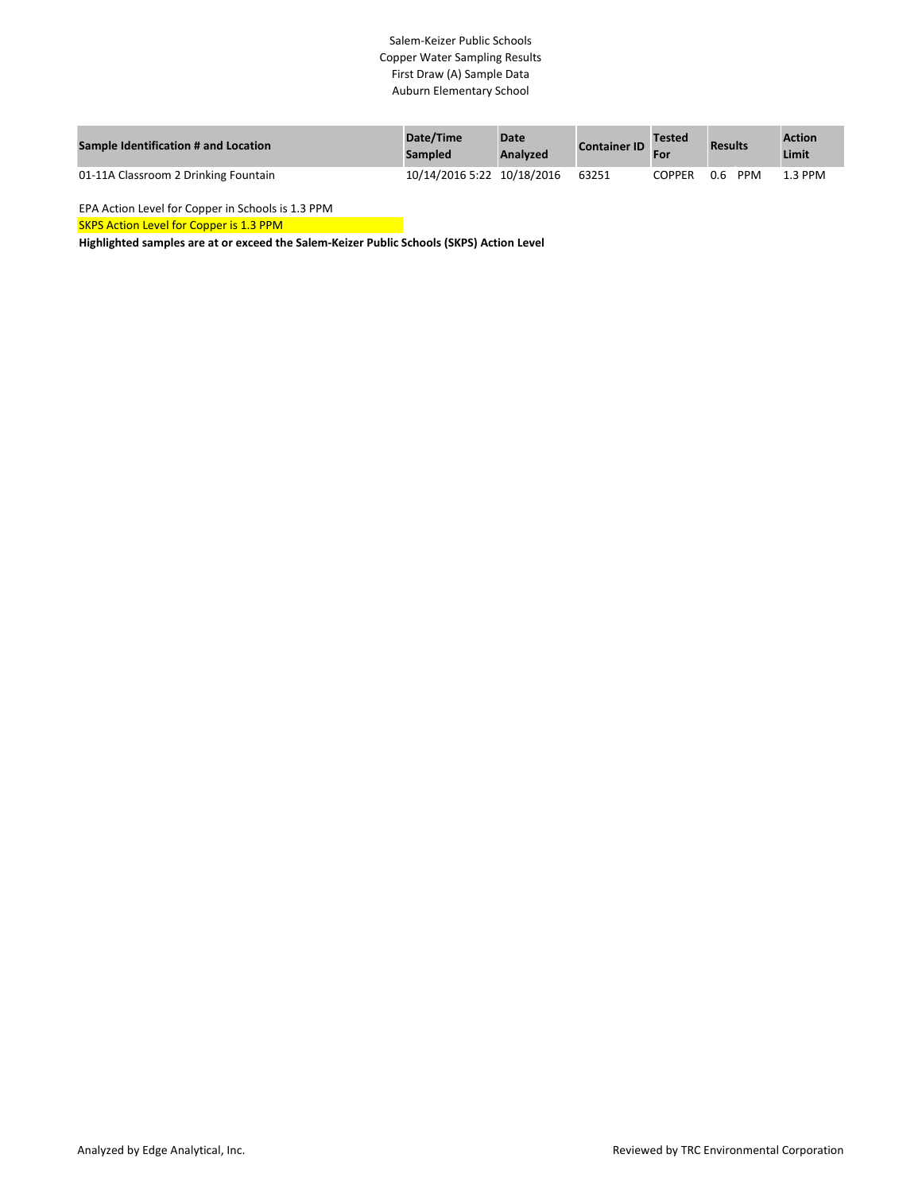Salem-Keizer Public Schools
Copper Water Sampling Results
First Draw (A) Sample Data
Auburn Elementary School

| Sample Identification # and Location | Date/Time Sampled | Date Analyzed | Container ID | Tested For | Results | Action Limit |
|---|---|---|---|---|---|---|
| 01-11A Classroom 2 Drinking Fountain | 10/14/2016 5:22 | 10/18/2016 | 63251 | COPPER | 0.6 PPM | 1.3 PPM |

EPA Action Level for Copper in Schools is 1.3 PPM

SKPS Action Level for Copper is 1.3 PPM

**Highlighted samples are at or exceed the Salem-Keizer Public Schools (SKPS) Action Level**

Analyzed by Edge Analytical, Inc.

Reviewed by TRC Environmental Corporation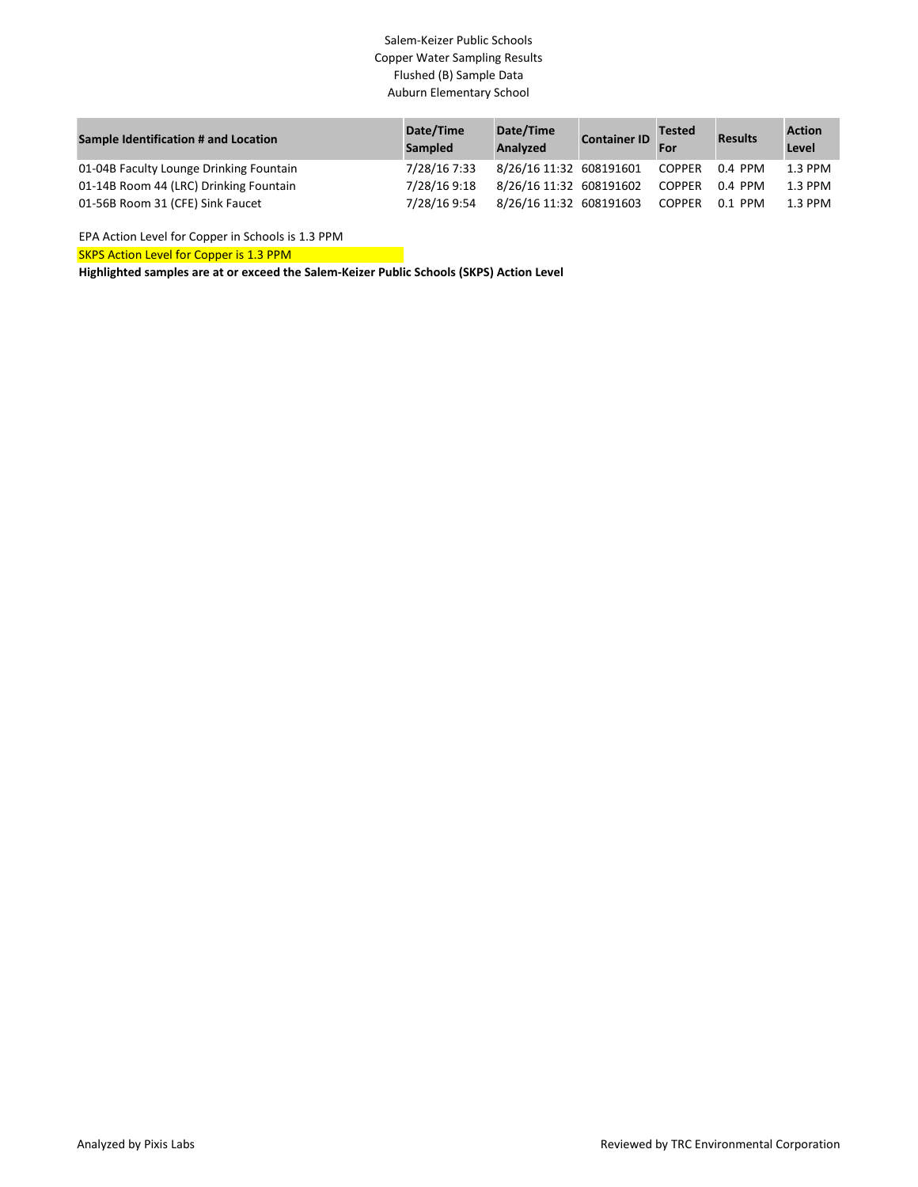Salem-Keizer Public Schools
Copper Water Sampling Results
Flushed (B) Sample Data
Auburn Elementary School

| Sample Identification # and Location | Date/Time Sampled | Date/Time Analyzed | Container ID | Tested For | Results | Action Level |
|---|---|---|---|---|---|---|
| 01-04B Faculty Lounge Drinking Fountain | 7/28/16 7:33 | 8/26/16 11:32 | 608191601 | COPPER | 0.4 PPM | 1.3 PPM |
| 01-14B Room 44 (LRC) Drinking Fountain | 7/28/16 9:18 | 8/26/16 11:32 | 608191602 | COPPER | 0.4 PPM | 1.3 PPM |
| 01-56B Room 31 (CFE) Sink Faucet | 7/28/16 9:54 | 8/26/16 11:32 | 608191603 | COPPER | 0.1 PPM | 1.3 PPM |

EPA Action Level for Copper in Schools is 1.3 PPM

SKPS Action Level for Copper is 1.3 PPM

**Highlighted samples are at or exceed the Salem-Keizer Public Schools (SKPS) Action Level**

Analyzed by Pixis Labs

Reviewed by TRC Environmental Corporation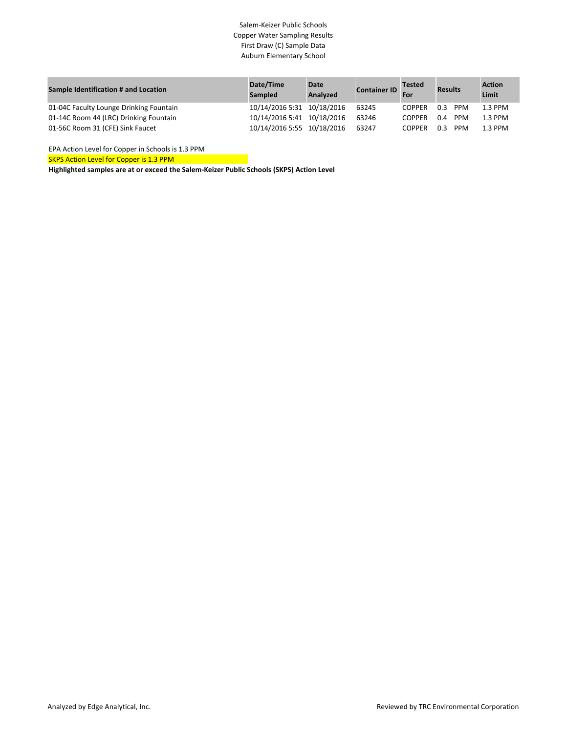Salem-Keizer Public Schools
Copper Water Sampling Results
First Draw (C) Sample Data
Auburn Elementary School

| Sample Identification # and Location | Date/Time Sampled | Date Analyzed | Container ID | Tested For | Results | | Action Limit |
|---|---|---|---|---|---|---|---|
| 01-04C Faculty Lounge Drinking Fountain | 10/14/2016 5:31 | 10/18/2016 | 63245 | COPPER | 0.3 | PPM | 1.3 PPM |
| 01-14C Room 44 (LRC) Drinking Fountain | 10/14/2016 5:41 | 10/18/2016 | 63246 | COPPER | 0.4 | PPM | 1.3 PPM |
| 01-56C Room 31 (CFE) Sink Faucet | 10/14/2016 5:55 | 10/18/2016 | 63247 | COPPER | 0.3 | PPM | 1.3 PPM |

EPA Action Level for Copper in Schools is 1.3 PPM

SKPS Action Level for Copper is 1.3 PPM

**Highlighted samples are at or exceed the Salem-Keizer Public Schools (SKPS) Action Level**

Analyzed by Edge Analytical, Inc.

Reviewed by TRC Environmental Corporation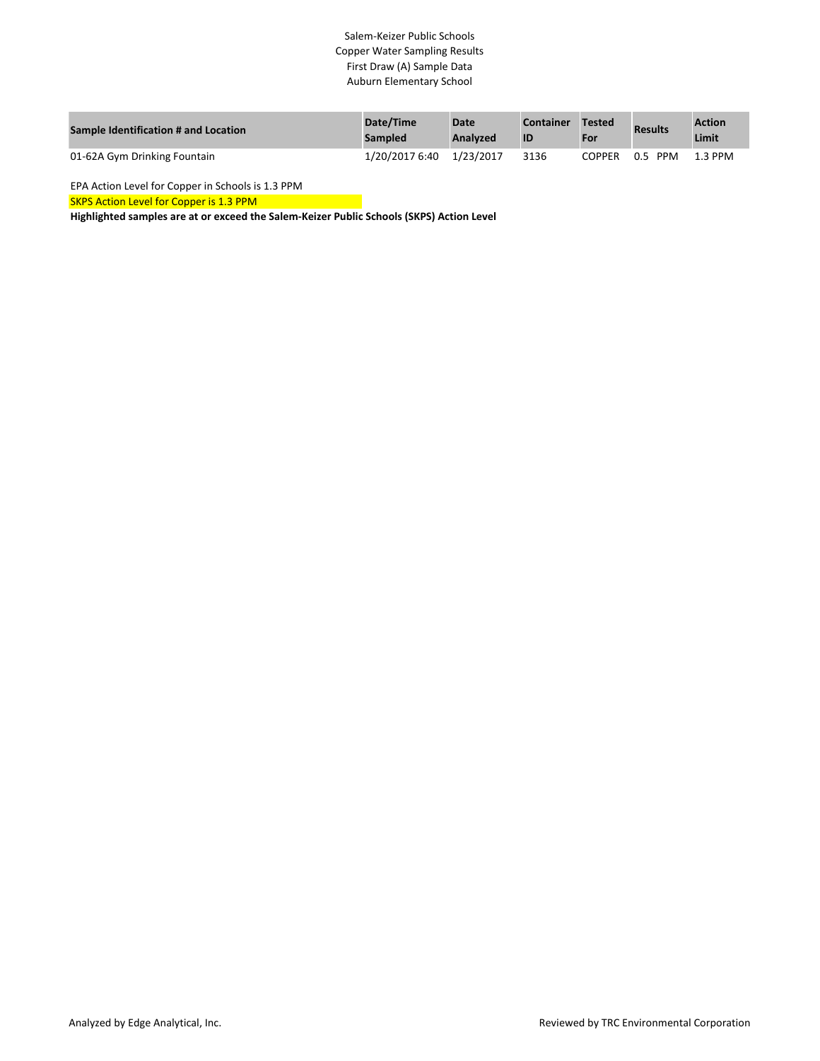Salem-Keizer Public Schools
Copper Water Sampling Results
First Draw (A) Sample Data
Auburn Elementary School

| Sample Identification # and Location | Date/Time Sampled | Date Analyzed | Container ID | Tested For | Results | Action Limit |
|---|---|---|---|---|---|---|
| 01-62A Gym Drinking Fountain | 1/20/2017 6:40 | 1/23/2017 | 3136 | COPPER | 0.5 PPM | 1.3 PPM |

EPA Action Level for Copper in Schools is 1.3 PPM

SKPS Action Level for Copper is 1.3 PPM

**Highlighted samples are at or exceed the Salem-Keizer Public Schools (SKPS) Action Level**

Analyzed by Edge Analytical, Inc.

Reviewed by TRC Environmental Corporation